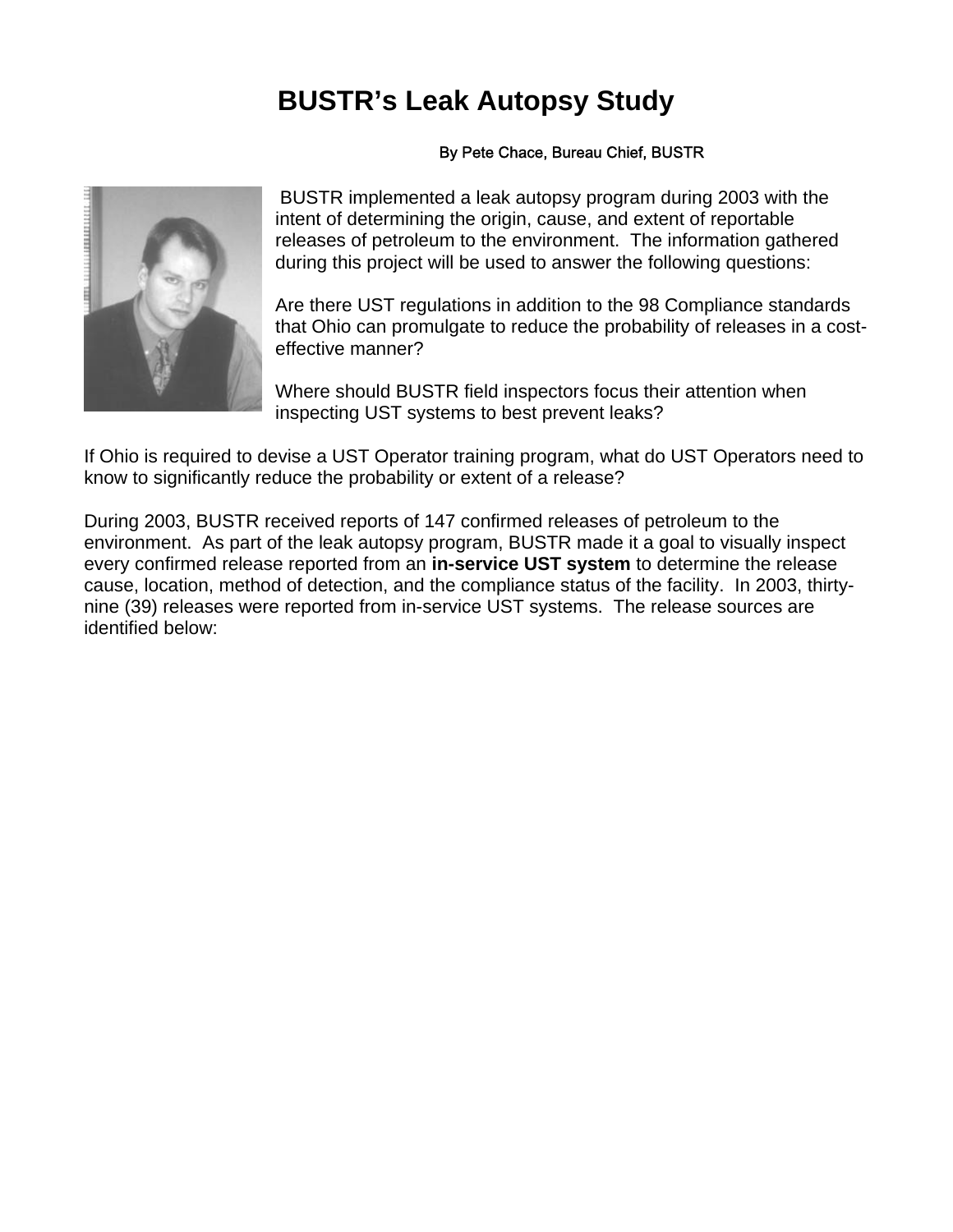# BUSTR's Leak Autopsy Study

By Pete Chace, Bureau Chief, BUSTR

BUSTR implemented a leak autopsy program during 2003 with the intent of determining the origin, cause, and extent of reportable releases of petroleum to the environment. The information gathered during this project will be used to answer the following questions:

Are there UST regulations in addition to the 98 Compliance standards that Ohio can promulgate to reduce the probability of releases in a cost-effective manner?

Where should BUSTR field inspectors focus their attention when inspecting UST systems to best prevent leaks?

If Ohio is required to devise a UST Operator training program, what do UST Operators need to know to significantly reduce the probability or extent of a release?

During 2003, BUSTR received reports of 147 confirmed releases of petroleum to the environment. As part of the leak autopsy program, BUSTR made it a goal to visually inspect every confirmed release reported from an **in-service UST system** to determine the release cause, location, method of detection, and the compliance status of the facility. In 2003, thirty-nine (39) releases were reported from in-service UST systems. The release sources are identified below: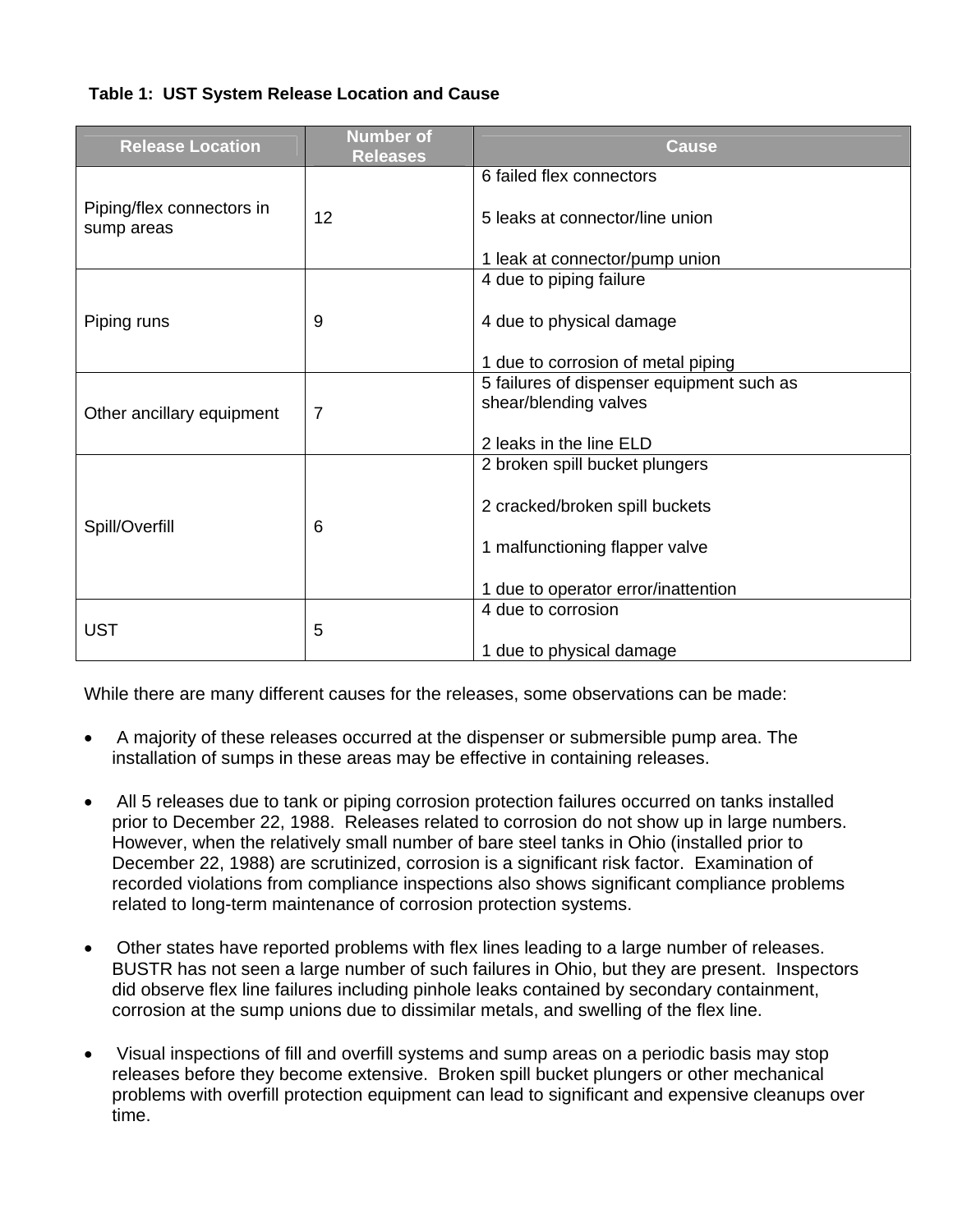**Table 1: UST System Release Location and Cause**

| Release Location | Number of Releases | Cause |
|---|---|---|
| Piping/flex connectors in sump areas | 12 | 6 failed flex connectors<br><br>5 leaks at connector/line union<br><br>1 leak at connector/pump union |
| Piping runs | 9 | 4 due to piping failure<br><br>4 due to physical damage<br><br>1 due to corrosion of metal piping |
| Other ancillary equipment | 7 | 5 failures of dispenser equipment such as shear/blending valves<br><br>2 leaks in the line ELD |
| Spill/Overfill | 6 | 2 broken spill bucket plungers<br><br>2 cracked/broken spill buckets<br><br>1 malfunctioning flapper valve<br><br>1 due to operator error/inattention |
| UST | 5 | 4 due to corrosion<br><br>1 due to physical damage |

While there are many different causes for the releases, some observations can be made:

- A majority of these releases occurred at the dispenser or submersible pump area. The installation of sumps in these areas may be effective in containing releases.

- All 5 releases due to tank or piping corrosion protection failures occurred on tanks installed prior to December 22, 1988. Releases related to corrosion do not show up in large numbers. However, when the relatively small number of bare steel tanks in Ohio (installed prior to December 22, 1988) are scrutinized, corrosion is a significant risk factor. Examination of recorded violations from compliance inspections also shows significant compliance problems related to long-term maintenance of corrosion protection systems.

- Other states have reported problems with flex lines leading to a large number of releases. BUSTR has not seen a large number of such failures in Ohio, but they are present. Inspectors did observe flex line failures including pinhole leaks contained by secondary containment, corrosion at the sump unions due to dissimilar metals, and swelling of the flex line.

- Visual inspections of fill and overfill systems and sump areas on a periodic basis may stop releases before they become extensive. Broken spill bucket plungers or other mechanical problems with overfill protection equipment can lead to significant and expensive cleanups over time.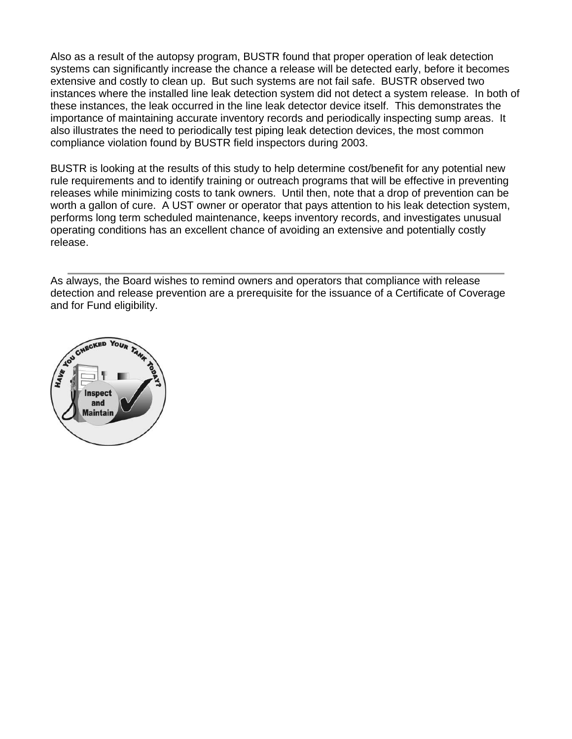Also as a result of the autopsy program, BUSTR found that proper operation of leak detection systems can significantly increase the chance a release will be detected early, before it becomes extensive and costly to clean up. But such systems are not fail safe. BUSTR observed two instances where the installed line leak detection system did not detect a system release. In both of these instances, the leak occurred in the line leak detector device itself. This demonstrates the importance of maintaining accurate inventory records and periodically inspecting sump areas. It also illustrates the need to periodically test piping leak detection devices, the most common compliance violation found by BUSTR field inspectors during 2003.

BUSTR is looking at the results of this study to help determine cost/benefit for any potential new rule requirements and to identify training or outreach programs that will be effective in preventing releases while minimizing costs to tank owners. Until then, note that a drop of prevention can be worth a gallon of cure. A UST owner or operator that pays attention to his leak detection system, performs long term scheduled maintenance, keeps inventory records, and investigates unusual operating conditions has an excellent chance of avoiding an extensive and potentially costly release.

---

As always, the Board wishes to remind owners and operators that compliance with release detection and release prevention are a prerequisite for the issuance of a Certificate of Coverage and for Fund eligibility.